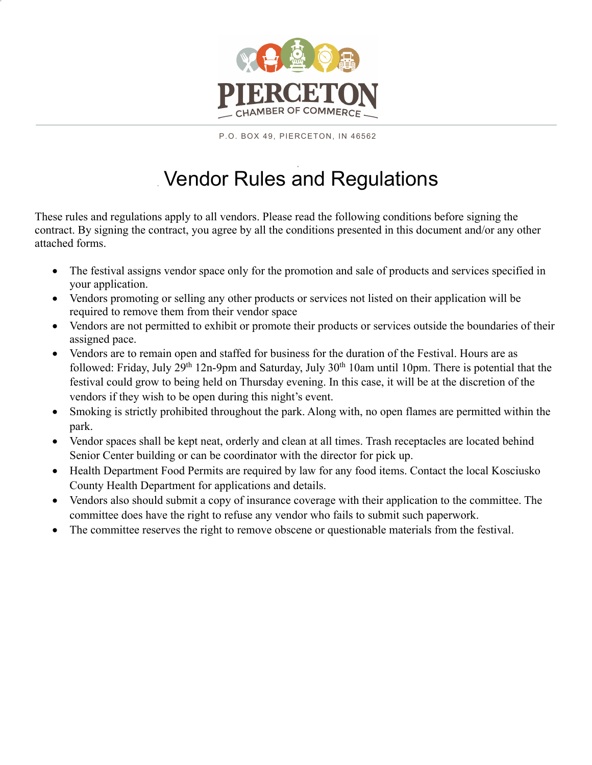PIERCETON

CHAMBER OF COMMERCE

P.O. BOX 49, PIERCETON, IN 46562

# Vendor Rules and Regulations

These rules and regulations apply to all vendors. Please read the following conditions before signing the contract. By signing the contract, you agree by all the conditions presented in this document and/or any other attached forms.

- The festival assigns vendor space only for the promotion and sale of products and services specified in your application.
- Vendors promoting or selling any other products or services not listed on their application will be required to remove them from their vendor space
- Vendors are not permitted to exhibit or promote their products or services outside the boundaries of their assigned pace.
- Vendors are to remain open and staffed for business for the duration of the Festival. Hours are as followed: Friday, July 29th 12n-9pm and Saturday, July 30th 10am until 10pm. There is potential that the festival could grow to being held on Thursday evening. In this case, it will be at the discretion of the vendors if they wish to be open during this night's event.
- Smoking is strictly prohibited throughout the park. Along with, no open flames are permitted within the park.
- Vendor spaces shall be kept neat, orderly and clean at all times. Trash receptacles are located behind Senior Center building or can be coordinator with the director for pick up.
- Health Department Food Permits are required by law for any food items. Contact the local Kosciusko County Health Department for applications and details.
- Vendors also should submit a copy of insurance coverage with their application to the committee. The committee does have the right to refuse any vendor who fails to submit such paperwork.
- The committee reserves the right to remove obscene or questionable materials from the festival.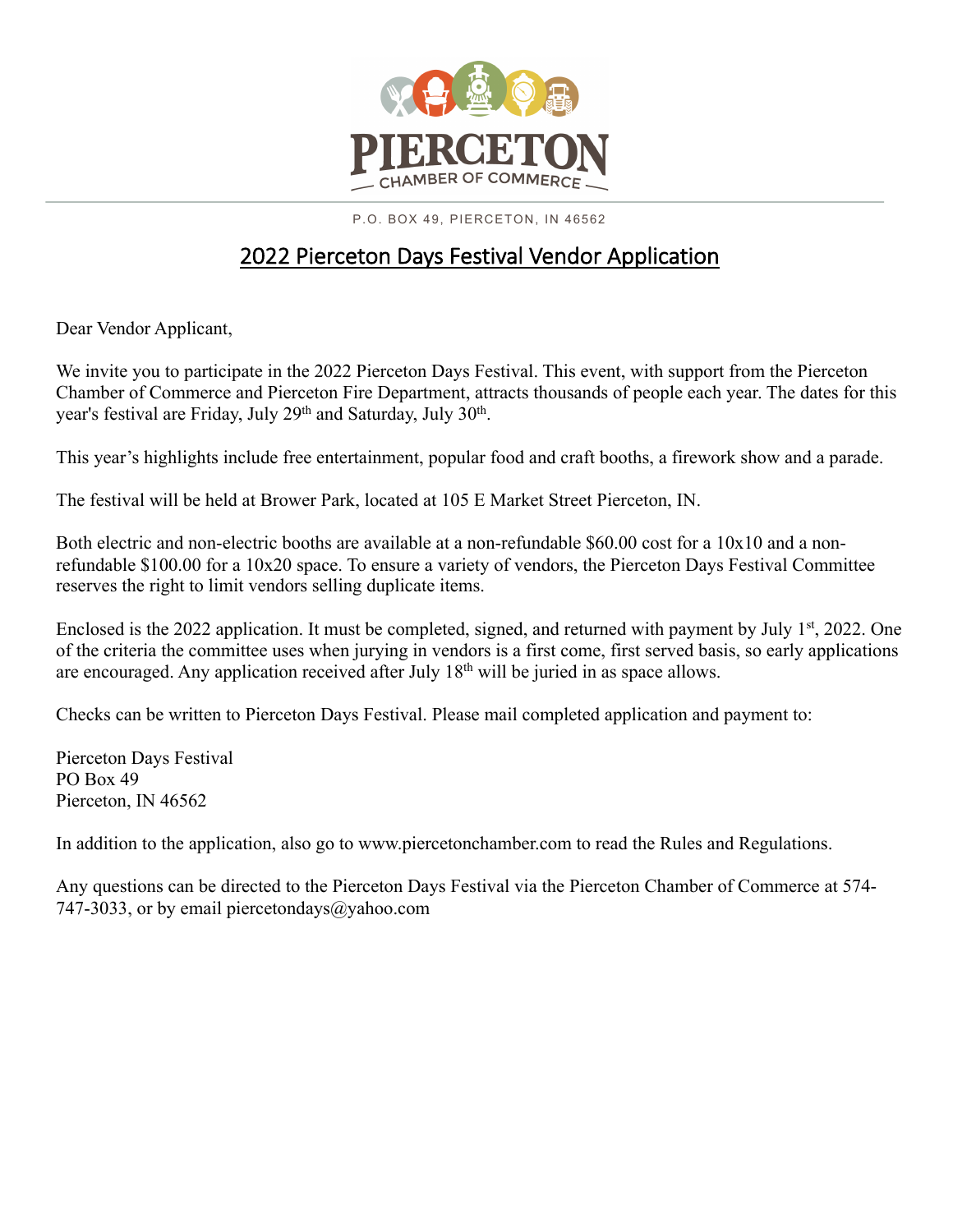# PIERCETON

CHAMBER OF COMMERCE

P.O. BOX 49, PIERCETON, IN 46562

## 2022 Pierceton Days Festival Vendor Application

Dear Vendor Applicant,

We invite you to participate in the 2022 Pierceton Days Festival. This event, with support from the Pierceton Chamber of Commerce and Pierceton Fire Department, attracts thousands of people each year. The dates for this year's festival are Friday, July 29th and Saturday, July 30th.

This year's highlights include free entertainment, popular food and craft booths, a firework show and a parade.

The festival will be held at Brower Park, located at 105 E Market Street Pierceton, IN.

Both electric and non-electric booths are available at a non-refundable $60.00 cost for a 10x10 and a non-refundable $100.00 for a 10x20 space. To ensure a variety of vendors, the Pierceton Days Festival Committee reserves the right to limit vendors selling duplicate items.

Enclosed is the 2022 application. It must be completed, signed, and returned with payment by July 1st, 2022. One of the criteria the committee uses when jurying in vendors is a first come, first served basis, so early applications are encouraged. Any application received after July 18th will be juried in as space allows.

Checks can be written to Pierceton Days Festival. Please mail completed application and payment to:

Pierceton Days Festival
PO Box 49
Pierceton, IN 46562

In addition to the application, also go to www.piercetonchamber.com to read the Rules and Regulations.

Any questions can be directed to the Pierceton Days Festival via the Pierceton Chamber of Commerce at 574-747-3033, or by email piercetondays@yahoo.com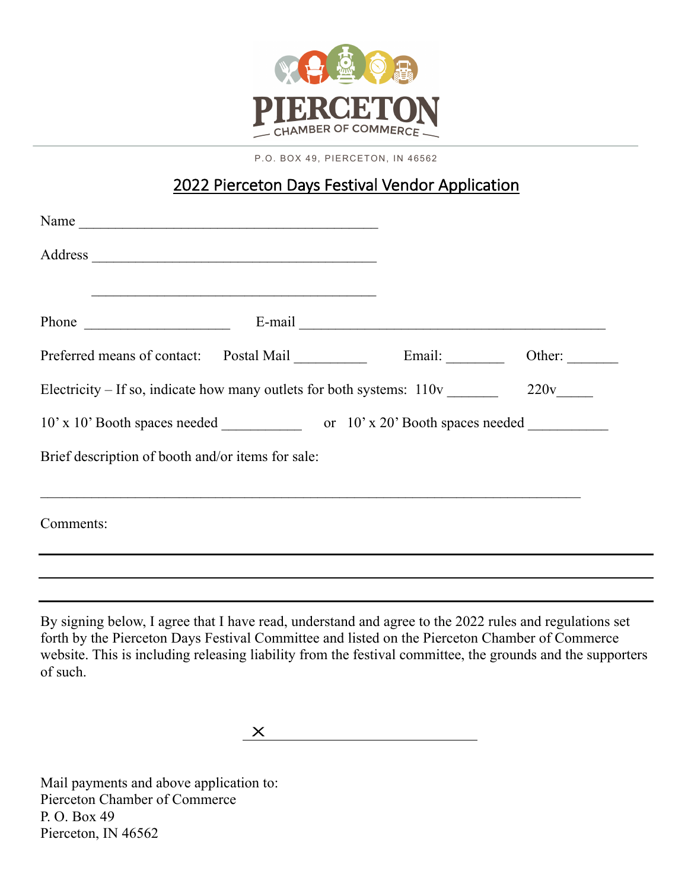PIERCETON

CHAMBER OF COMMERCE

P.O. BOX 49, PIERCETON, IN 46562

## 2022 Pierceton Days Festival Vendor Application

Name ________________________________________

Address ______________________________________

______________________________________

Phone ____________________ E-mail __________________________________________

Preferred means of contact: Postal Mail __________ Email: ________ Other: _______

Electricity – If so, indicate how many outlets for both systems: 110v _______ 220v_____

10' x 10' Booth spaces needed ___________ or 10' x 20' Booth spaces needed ___________

Brief description of booth and/or items for sale:

_________________________________________________________________________

Comments:

_________________________________________________________________________

_________________________________________________________________________

_________________________________________________________________________

By signing below, I agree that I have read, understand and agree to the 2022 rules and regulations set forth by the Pierceton Days Festival Committee and listed on the Pierceton Chamber of Commerce website. This is including releasing liability from the festival committee, the grounds and the supporters of such.

X ______________________________

Mail payments and above application to:
Pierceton Chamber of Commerce
P. O. Box 49
Pierceton, IN 46562